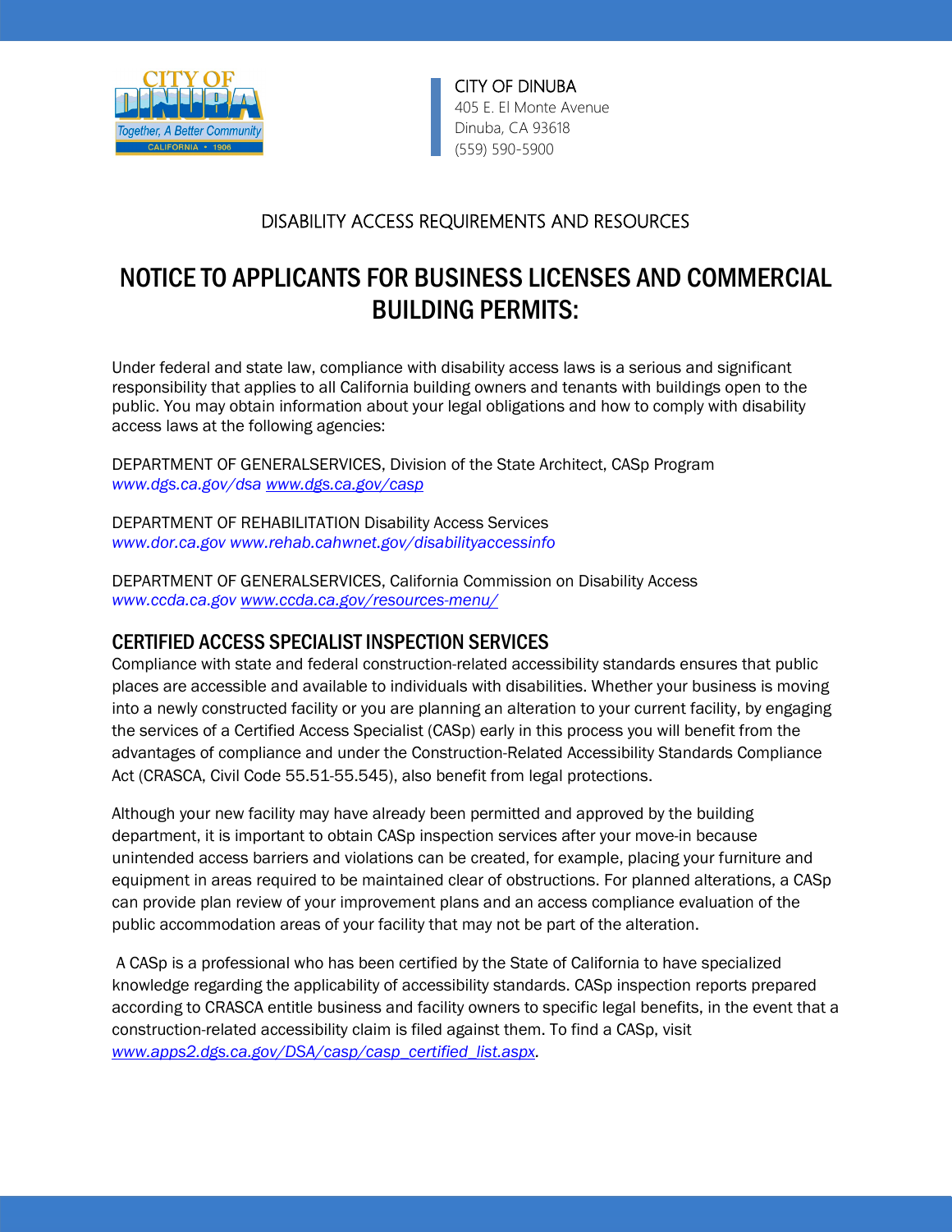CITY OF DINUBA
405 E. El Monte Avenue
Dinuba, CA 93618
(559) 590-5900

DISABILITY ACCESS REQUIREMENTS AND RESOURCES

# NOTICE TO APPLICANTS FOR BUSINESS LICENSES AND COMMERCIAL BUILDING PERMITS:

Under federal and state law, compliance with disability access laws is a serious and significant responsibility that applies to all California building owners and tenants with buildings open to the public. You may obtain information about your legal obligations and how to comply with disability access laws at the following agencies:

DEPARTMENT OF GENERALSERVICES, Division of the State Architect, CASp Program
*www.dgs.ca.gov/dsa* *www.dgs.ca.gov/casp*

DEPARTMENT OF REHABILITATION Disability Access Services
*www.dor.ca.gov* *www.rehab.cahwnet.gov/disabilityaccessinfo*

DEPARTMENT OF GENERALSERVICES, California Commission on Disability Access
*www.ccda.ca.gov* *www.ccda.ca.gov/resources-menu/*

## CERTIFIED ACCESS SPECIALIST INSPECTION SERVICES

Compliance with state and federal construction-related accessibility standards ensures that public places are accessible and available to individuals with disabilities. Whether your business is moving into a newly constructed facility or you are planning an alteration to your current facility, by engaging the services of a Certified Access Specialist (CASp) early in this process you will benefit from the advantages of compliance and under the Construction-Related Accessibility Standards Compliance Act (CRASCA, Civil Code 55.51-55.545), also benefit from legal protections.

Although your new facility may have already been permitted and approved by the building department, it is important to obtain CASp inspection services after your move-in because unintended access barriers and violations can be created, for example, placing your furniture and equipment in areas required to be maintained clear of obstructions. For planned alterations, a CASp can provide plan review of your improvement plans and an access compliance evaluation of the public accommodation areas of your facility that may not be part of the alteration.

A CASp is a professional who has been certified by the State of California to have specialized knowledge regarding the applicability of accessibility standards. CASp inspection reports prepared according to CRASCA entitle business and facility owners to specific legal benefits, in the event that a construction-related accessibility claim is filed against them. To find a CASp, visit *www.apps2.dgs.ca.gov/DSA/casp/casp_certified_list.aspx*.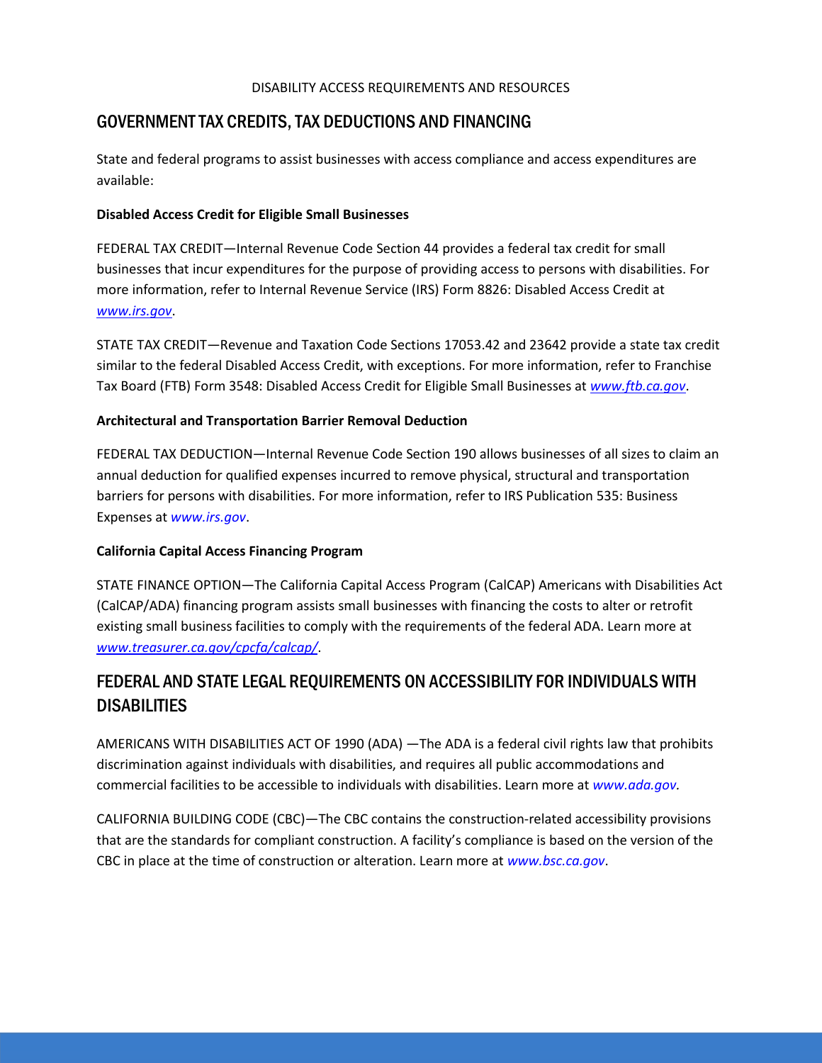## GOVERNMENT TAX CREDITS, TAX DEDUCTIONS AND FINANCING

State and federal programs to assist businesses with access compliance and access expenditures are available:

**Disabled Access Credit for Eligible Small Businesses**

FEDERAL TAX CREDIT—Internal Revenue Code Section 44 provides a federal tax credit for small businesses that incur expenditures for the purpose of providing access to persons with disabilities. For more information, refer to Internal Revenue Service (IRS) Form 8826: Disabled Access Credit at *www.irs.gov*.

STATE TAX CREDIT—Revenue and Taxation Code Sections 17053.42 and 23642 provide a state tax credit similar to the federal Disabled Access Credit, with exceptions. For more information, refer to Franchise Tax Board (FTB) Form 3548: Disabled Access Credit for Eligible Small Businesses at *www.ftb.ca.gov*.

**Architectural and Transportation Barrier Removal Deduction**

FEDERAL TAX DEDUCTION—Internal Revenue Code Section 190 allows businesses of all sizes to claim an annual deduction for qualified expenses incurred to remove physical, structural and transportation barriers for persons with disabilities. For more information, refer to IRS Publication 535: Business Expenses at *www.irs.gov*.

**California Capital Access Financing Program**

STATE FINANCE OPTION—The California Capital Access Program (CalCAP) Americans with Disabilities Act (CalCAP/ADA) financing program assists small businesses with financing the costs to alter or retrofit existing small business facilities to comply with the requirements of the federal ADA. Learn more at *www.treasurer.ca.gov/cpcfa/calcap/*.

## FEDERAL AND STATE LEGAL REQUIREMENTS ON ACCESSIBILITY FOR INDIVIDUALS WITH DISABILITIES

AMERICANS WITH DISABILITIES ACT OF 1990 (ADA) —The ADA is a federal civil rights law that prohibits discrimination against individuals with disabilities, and requires all public accommodations and commercial facilities to be accessible to individuals with disabilities. Learn more at *www.ada.gov.*

CALIFORNIA BUILDING CODE (CBC)—The CBC contains the construction-related accessibility provisions that are the standards for compliant construction. A facility's compliance is based on the version of the CBC in place at the time of construction or alteration. Learn more at *www.bsc.ca.gov*.